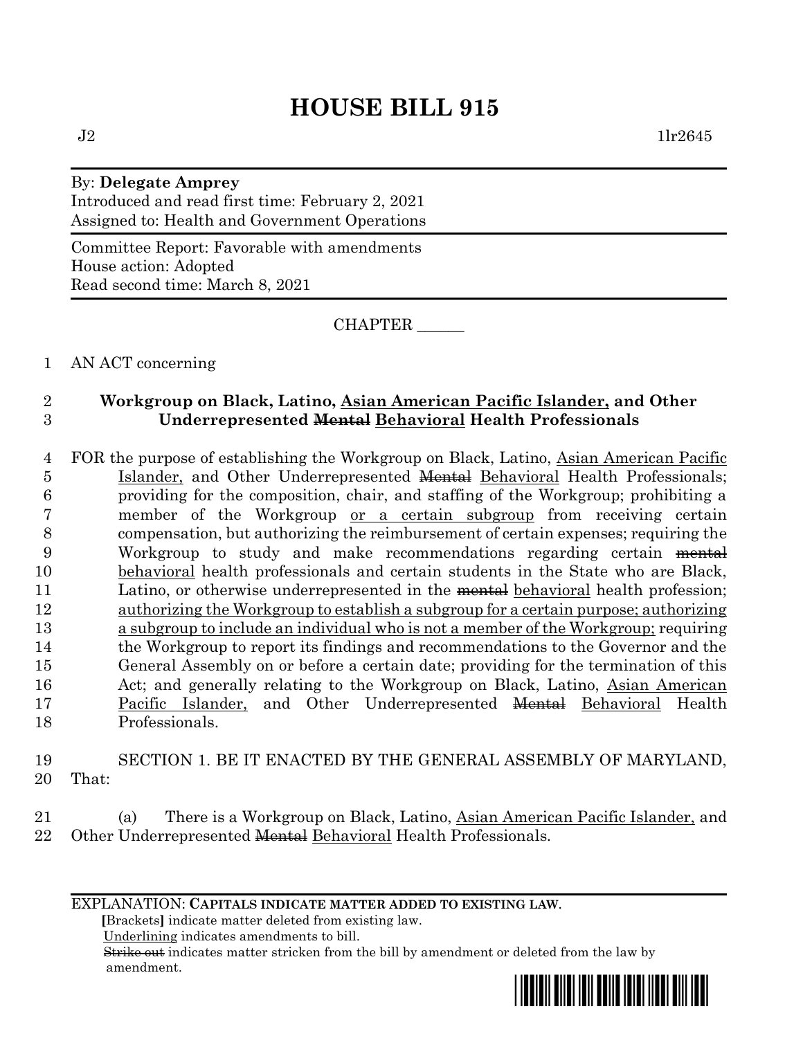# HOUSE BILL 915

J2 1lr2645

By: **Delegate Amprey**
Introduced and read first time: February 2, 2021
Assigned to: Health and Government Operations

Committee Report: Favorable with amendments
House action: Adopted
Read second time: March 8, 2021

CHAPTER ______

1 AN ACT concerning

2 **Workgroup on Black, Latino, <u>Asian American Pacific Islander,</u> and Other**
3 **Underrepresented ~~Mental~~ <u>Behavioral</u> Health Professionals**

4 FOR the purpose of establishing the Workgroup on Black, Latino, <u>Asian American Pacific</u>
5 <u>Islander,</u> and Other Underrepresented ~~Mental~~ <u>Behavioral</u> Health Professionals;
6 providing for the composition, chair, and staffing of the Workgroup; prohibiting a
7 member of the Workgroup <u>or a certain subgroup</u> from receiving certain
8 compensation, but authorizing the reimbursement of certain expenses; requiring the
9 Workgroup to study and make recommendations regarding certain ~~mental~~
10 <u>behavioral</u> health professionals and certain students in the State who are Black,
11 Latino, or otherwise underrepresented in the ~~mental~~ <u>behavioral</u> health profession;
12 <u>authorizing the Workgroup to establish a subgroup for a certain purpose; authorizing</u>
13 <u>a subgroup to include an individual who is not a member of the Workgroup;</u> requiring
14 the Workgroup to report its findings and recommendations to the Governor and the
15 General Assembly on or before a certain date; providing for the termination of this
16 Act; and generally relating to the Workgroup on Black, Latino, <u>Asian American</u>
17 <u>Pacific Islander,</u> and Other Underrepresented ~~Mental~~ <u>Behavioral</u> Health
18 Professionals.

19 SECTION 1. BE IT ENACTED BY THE GENERAL ASSEMBLY OF MARYLAND,
20 That:

21 (a) There is a Workgroup on Black, Latino, <u>Asian American Pacific Islander,</u> and
22 Other Underrepresented ~~Mental~~ <u>Behavioral</u> Health Professionals.

EXPLANATION: **CAPITALS INDICATE MATTER ADDED TO EXISTING LAW.**
**[**Brackets**]** indicate matter deleted from existing law.
<u>Underlining</u> indicates amendments to bill.
~~Strike out~~ indicates matter stricken from the bill by amendment or deleted from the law by amendment.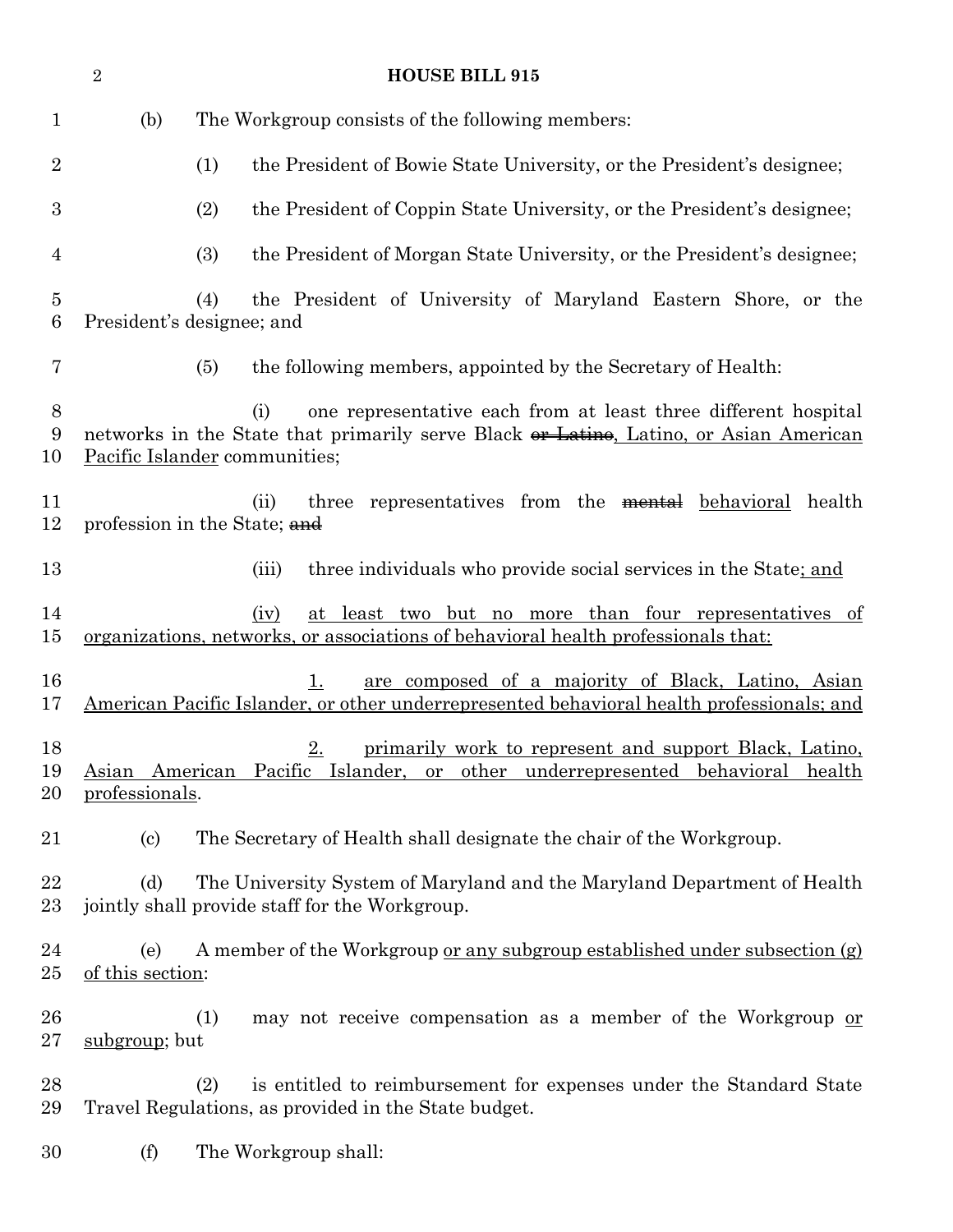(b) The Workgroup consists of the following members:

(1) the President of Bowie State University, or the President's designee;

(2) the President of Coppin State University, or the President's designee;

(3) the President of Morgan State University, or the President's designee;

(4) the President of University of Maryland Eastern Shore, or the President's designee; and

(5) the following members, appointed by the Secretary of Health:

(i) one representative each from at least three different hospital networks in the State that primarily serve Black ~~or Latino~~, Latino, or Asian American Pacific Islander communities;

(ii) three representatives from the ~~mental~~ behavioral health profession in the State; ~~and~~

(iii) three individuals who provide social services in the State; and

(iv) at least two but no more than four representatives of organizations, networks, or associations of behavioral health professionals that:

1. are composed of a majority of Black, Latino, Asian American Pacific Islander, or other underrepresented behavioral health professionals; and

2. primarily work to represent and support Black, Latino, Asian American Pacific Islander, or other underrepresented behavioral health professionals.

(c) The Secretary of Health shall designate the chair of the Workgroup.

(d) The University System of Maryland and the Maryland Department of Health jointly shall provide staff for the Workgroup.

(e) A member of the Workgroup or any subgroup established under subsection (g) of this section:

(1) may not receive compensation as a member of the Workgroup or subgroup; but

(2) is entitled to reimbursement for expenses under the Standard State Travel Regulations, as provided in the State budget.

(f) The Workgroup shall: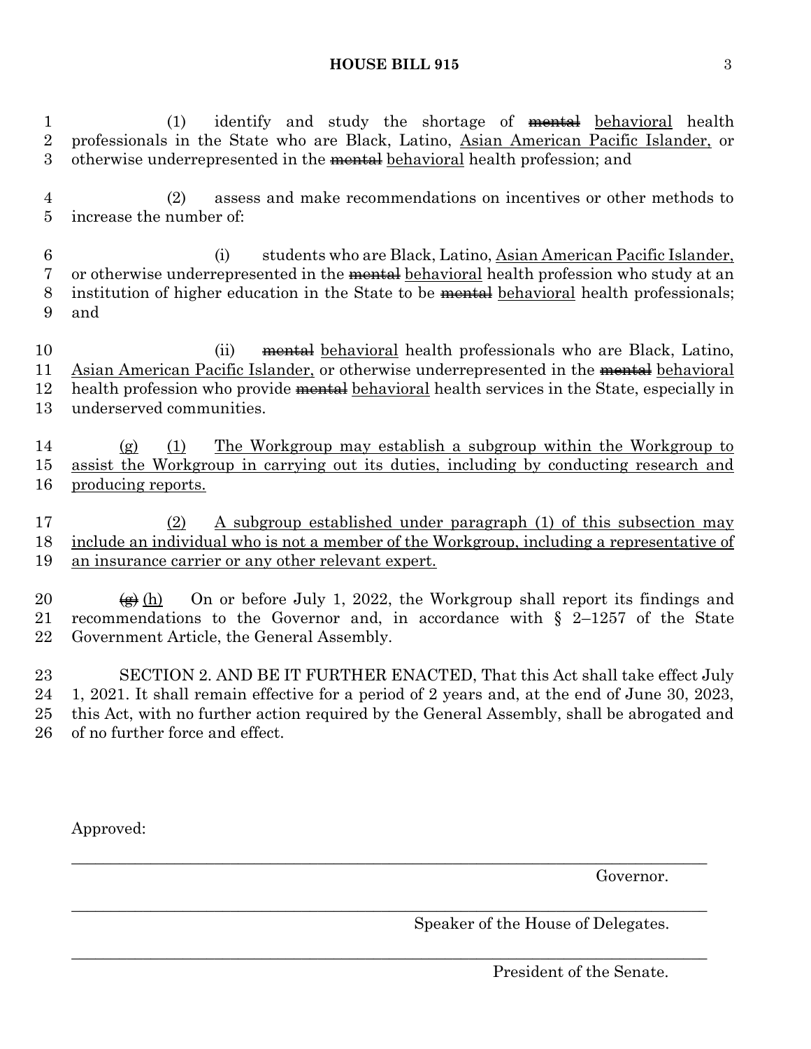(1) identify and study the shortage of ~~mental~~ behavioral health professionals in the State who are Black, Latino, Asian American Pacific Islander, or otherwise underrepresented in the ~~mental~~ behavioral health profession; and

(2) assess and make recommendations on incentives or other methods to increase the number of:

(i) students who are Black, Latino, Asian American Pacific Islander, or otherwise underrepresented in the ~~mental~~ behavioral health profession who study at an institution of higher education in the State to be ~~mental~~ behavioral health professionals; and

(ii) ~~mental~~ behavioral health professionals who are Black, Latino, Asian American Pacific Islander, or otherwise underrepresented in the ~~mental~~ behavioral health profession who provide ~~mental~~ behavioral health services in the State, especially in underserved communities.

(g) (1) The Workgroup may establish a subgroup within the Workgroup to assist the Workgroup in carrying out its duties, including by conducting research and producing reports.

(2) A subgroup established under paragraph (1) of this subsection may include an individual who is not a member of the Workgroup, including a representative of an insurance carrier or any other relevant expert.

~~(g)~~ (h) On or before July 1, 2022, the Workgroup shall report its findings and recommendations to the Governor and, in accordance with § 2–1257 of the State Government Article, the General Assembly.

SECTION 2. AND BE IT FURTHER ENACTED, That this Act shall take effect July 1, 2021. It shall remain effective for a period of 2 years and, at the end of June 30, 2023, this Act, with no further action required by the General Assembly, shall be abrogated and of no further force and effect.

Approved:

\_\_\_\_\_\_\_\_\_\_\_\_\_\_\_\_\_\_\_\_\_\_\_\_\_\_\_\_\_\_\_\_\_\_\_\_\_\_\_\_

Governor.

\_\_\_\_\_\_\_\_\_\_\_\_\_\_\_\_\_\_\_\_\_\_\_\_\_\_\_\_\_\_\_\_\_\_\_\_\_\_\_\_

Speaker of the House of Delegates.

\_\_\_\_\_\_\_\_\_\_\_\_\_\_\_\_\_\_\_\_\_\_\_\_\_\_\_\_\_\_\_\_\_\_\_\_\_\_\_\_

President of the Senate.